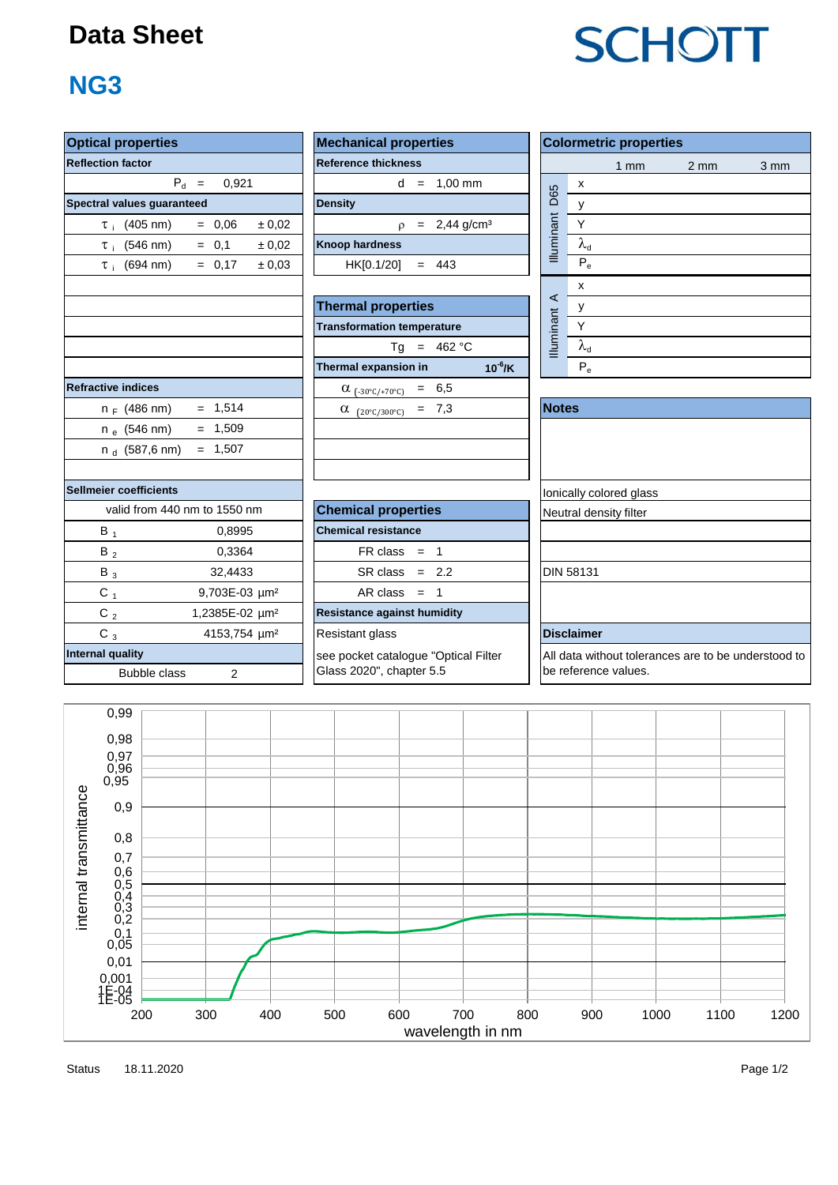# Data Sheet

SCHOTT

## NG3

### Optical properties

**Reflection factor**

$P_d$ = 0,921

**Spectral values guaranteed**

| | | | |
|---|---|---|---|
| $\tau_i$ (405 nm) | = | 0,06 | ± 0,02 |
| $\tau_i$ (546 nm) | = | 0,1 | ± 0,02 |
| $\tau_i$ (694 nm) | = | 0,17 | ± 0,03 |

**Refractive indices**

| | | |
|---|---|---|
| $n_F$ (486 nm) | = | 1,514 |
| $n_e$ (546 nm) | = | 1,509 |
| $n_d$ (587,6 nm) | = | 1,507 |

**Sellmeier coefficients**

valid from 440 nm to 1550 nm

| | |
|---|---|
| $B_1$ | 0,8995 |
| $B_2$ | 0,3364 |
| $B_3$ | 32,4433 |
| $C_1$ | 9,703E-03 µm² |
| $C_2$ | 1,2385E-02 µm² |
| $C_3$ | 4153,754 µm² |

**Internal quality**

Bubble class 2

### Mechanical properties

**Reference thickness**

d = 1,00 mm

**Density**

$\rho$ = 2,44 g/cm³

**Knoop hardness**

HK[0.1/20] = 443

### Thermal properties

**Transformation temperature**

Tg = 462 °C

**Thermal expansion in** $10^{-6}$/K

| | | |
|---|---|---|
| $\alpha_{(-30°C/+70°C)}$ | = | 6,5 |
| $\alpha_{(20°C/300°C)}$ | = | 7,3 |

### Chemical properties

**Chemical resistance**

| | | |
|---|---|---|
| FR class | = | 1 |
| SR class | = | 2.2 |
| AR class | = | 1 |

**Resistance against humidity**

Resistant glass

see pocket catalogue "Optical Filter Glass 2020", chapter 5.5

### Colormetric properties

| | | 1 mm | 2 mm | 3 mm |
|---|---|---|---|---|
| Illuminant D65 | x | | | |
| | y | | | |
| | Y | | | |
| | $\lambda_d$ | | | |
| | $P_e$ | | | |
| Illuminant A | x | | | |
| | y | | | |
| | Y | | | |
| | $\lambda_d$ | | | |
| | $P_e$ | | | |

### Notes

Ionically colored glass

Neutral density filter

DIN 58131

### Disclaimer

All data without tolerances are to be understood to be reference values.

*(Chart: internal transmittance vs. wavelength in nm, 200–1200 nm; y-axis scale 1E-05 to 0,99)*

Status 18.11.2020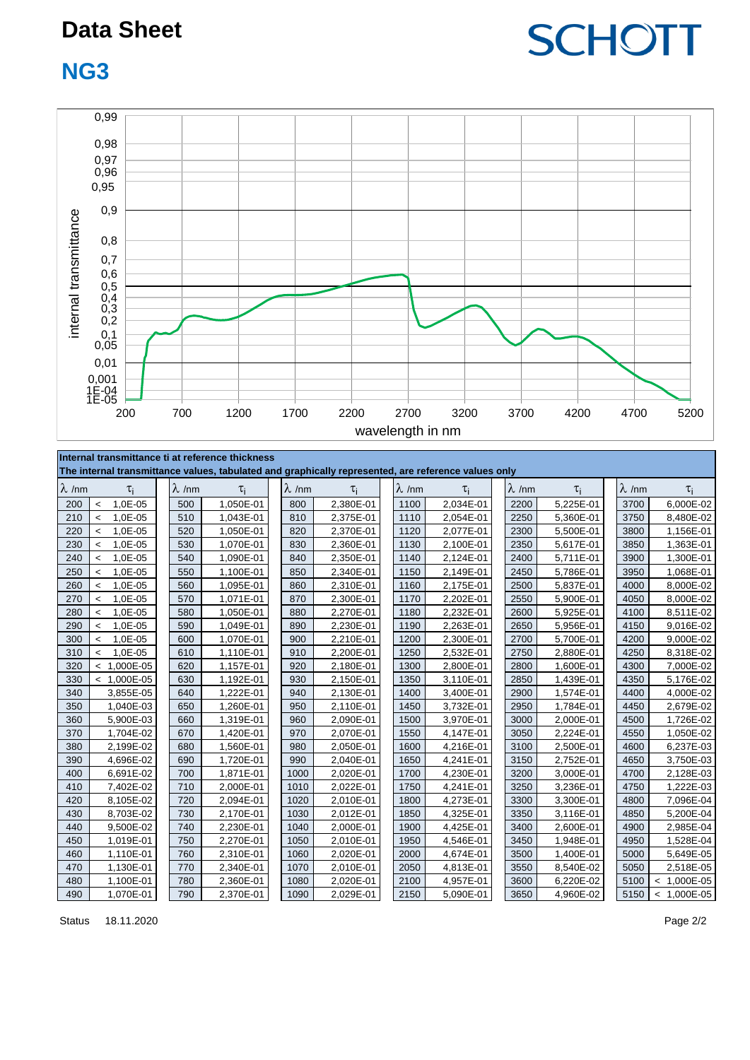# Data Sheet

SCHOTT

## NG3

0,99
0,98
0,97
0,96
0,95
0,9
0,8
0,7
0,6
0,5
0,4
0,3
0,2
0,1
0,05
0,01
0,001
1E-04
1E-05
internal transmittance
200 700 1200 1700 2200 2700 3200 3700 4200 4700 5200
wavelength in nm

**Internal transmittance ti at reference thickness**

**The internal transmittance values, tabulated and graphically represented, are reference values only**

| λ /nm | $\tau_i$ | λ /nm | $\tau_i$ | λ /nm | $\tau_i$ | λ /nm | $\tau_i$ | λ /nm | $\tau_i$ | λ /nm | $\tau_i$ |
|---|---|---|---|---|---|---|---|---|---|---|---|
| 200 | < 1,0E-05 | 500 | 1,050E-01 | 800 | 2,380E-01 | 1100 | 2,034E-01 | 2200 | 5,225E-01 | 3700 | 6,000E-02 |
| 210 | < 1,0E-05 | 510 | 1,043E-01 | 810 | 2,375E-01 | 1110 | 2,054E-01 | 2250 | 5,360E-01 | 3750 | 8,480E-02 |
| 220 | < 1,0E-05 | 520 | 1,050E-01 | 820 | 2,370E-01 | 1120 | 2,077E-01 | 2300 | 5,500E-01 | 3800 | 1,156E-01 |
| 230 | < 1,0E-05 | 530 | 1,070E-01 | 830 | 2,360E-01 | 1130 | 2,100E-01 | 2350 | 5,617E-01 | 3850 | 1,363E-01 |
| 240 | < 1,0E-05 | 540 | 1,090E-01 | 840 | 2,350E-01 | 1140 | 2,124E-01 | 2400 | 5,711E-01 | 3900 | 1,300E-01 |
| 250 | < 1,0E-05 | 550 | 1,100E-01 | 850 | 2,340E-01 | 1150 | 2,149E-01 | 2450 | 5,786E-01 | 3950 | 1,068E-01 |
| 260 | < 1,0E-05 | 560 | 1,095E-01 | 860 | 2,310E-01 | 1160 | 2,175E-01 | 2500 | 5,837E-01 | 4000 | 8,000E-02 |
| 270 | < 1,0E-05 | 570 | 1,071E-01 | 870 | 2,300E-01 | 1170 | 2,202E-01 | 2550 | 5,900E-01 | 4050 | 8,000E-02 |
| 280 | < 1,0E-05 | 580 | 1,050E-01 | 880 | 2,270E-01 | 1180 | 2,232E-01 | 2600 | 5,925E-01 | 4100 | 8,511E-02 |
| 290 | < 1,0E-05 | 590 | 1,049E-01 | 890 | 2,230E-01 | 1190 | 2,263E-01 | 2650 | 5,956E-01 | 4150 | 9,016E-02 |
| 300 | < 1,0E-05 | 600 | 1,070E-01 | 900 | 2,210E-01 | 1200 | 2,300E-01 | 2700 | 5,700E-01 | 4200 | 9,000E-02 |
| 310 | < 1,0E-05 | 610 | 1,110E-01 | 910 | 2,200E-01 | 1250 | 2,532E-01 | 2750 | 2,880E-01 | 4250 | 8,318E-02 |
| 320 | < 1,000E-05 | 620 | 1,157E-01 | 920 | 2,180E-01 | 1300 | 2,800E-01 | 2800 | 1,600E-01 | 4300 | 7,000E-02 |
| 330 | < 1,000E-05 | 630 | 1,192E-01 | 930 | 2,150E-01 | 1350 | 3,110E-01 | 2850 | 1,439E-01 | 4350 | 5,176E-02 |
| 340 | 3,855E-05 | 640 | 1,222E-01 | 940 | 2,130E-01 | 1400 | 3,400E-01 | 2900 | 1,574E-01 | 4400 | 4,000E-02 |
| 350 | 1,040E-03 | 650 | 1,260E-01 | 950 | 2,110E-01 | 1450 | 3,732E-01 | 2950 | 1,784E-01 | 4450 | 2,679E-02 |
| 360 | 5,900E-03 | 660 | 1,319E-01 | 960 | 2,090E-01 | 1500 | 3,970E-01 | 3000 | 2,000E-01 | 4500 | 1,726E-02 |
| 370 | 1,704E-02 | 670 | 1,420E-01 | 970 | 2,070E-01 | 1550 | 4,147E-01 | 3050 | 2,224E-01 | 4550 | 1,050E-02 |
| 380 | 2,199E-02 | 680 | 1,560E-01 | 980 | 2,050E-01 | 1600 | 4,216E-01 | 3100 | 2,500E-01 | 4600 | 6,237E-03 |
| 390 | 4,696E-02 | 690 | 1,720E-01 | 990 | 2,040E-01 | 1650 | 4,241E-01 | 3150 | 2,752E-01 | 4650 | 3,750E-03 |
| 400 | 6,691E-02 | 700 | 1,871E-01 | 1000 | 2,020E-01 | 1700 | 4,230E-01 | 3200 | 3,000E-01 | 4700 | 2,128E-03 |
| 410 | 7,402E-02 | 710 | 2,000E-01 | 1010 | 2,022E-01 | 1750 | 4,241E-01 | 3250 | 3,236E-01 | 4750 | 1,222E-03 |
| 420 | 8,105E-02 | 720 | 2,094E-01 | 1020 | 2,010E-01 | 1800 | 4,273E-01 | 3300 | 3,300E-01 | 4800 | 7,096E-04 |
| 430 | 8,703E-02 | 730 | 2,170E-01 | 1030 | 2,012E-01 | 1850 | 4,325E-01 | 3350 | 3,116E-01 | 4850 | 5,200E-04 |
| 440 | 9,500E-02 | 740 | 2,230E-01 | 1040 | 2,000E-01 | 1900 | 4,425E-01 | 3400 | 2,600E-01 | 4900 | 2,985E-04 |
| 450 | 1,019E-01 | 750 | 2,270E-01 | 1050 | 2,010E-01 | 1950 | 4,546E-01 | 3450 | 1,948E-01 | 4950 | 1,528E-04 |
| 460 | 1,110E-01 | 760 | 2,310E-01 | 1060 | 2,020E-01 | 2000 | 4,674E-01 | 3500 | 1,400E-01 | 5000 | 5,649E-05 |
| 470 | 1,130E-01 | 770 | 2,340E-01 | 1070 | 2,010E-01 | 2050 | 4,813E-01 | 3550 | 8,540E-02 | 5050 | 2,518E-05 |
| 480 | 1,100E-01 | 780 | 2,360E-01 | 1080 | 2,020E-01 | 2100 | 4,957E-01 | 3600 | 6,220E-02 | 5100 | < 1,000E-05 |
| 490 | 1,070E-01 | 790 | 2,370E-01 | 1090 | 2,029E-01 | 2150 | 5,090E-01 | 3650 | 4,960E-02 | 5150 | < 1,000E-05 |

Status 18.11.2020